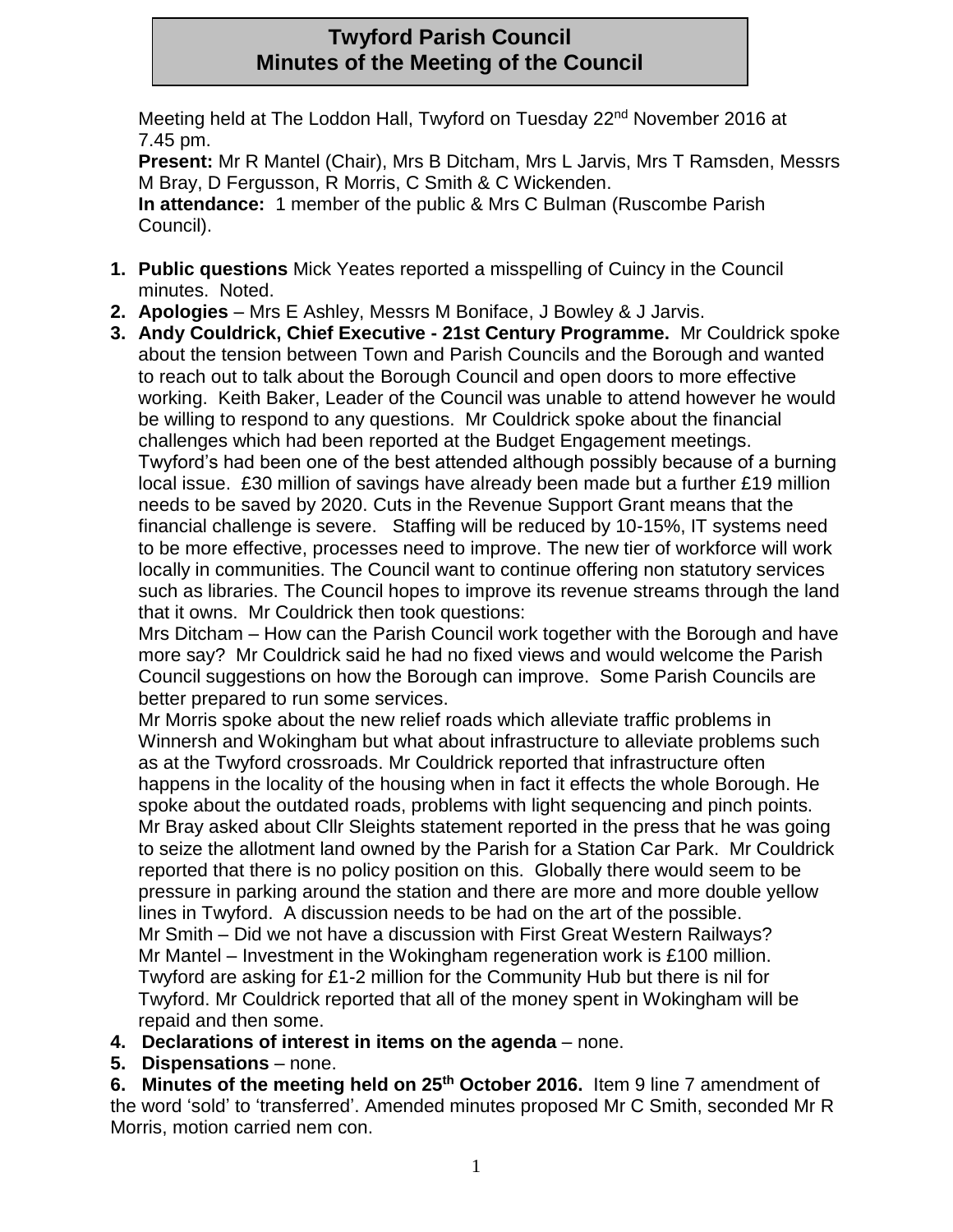# Twyford Parish Council
# Minutes of the Meeting of the Council

Meeting held at The Loddon Hall, Twyford on Tuesday 22nd November 2016 at 7.45 pm.

**Present:** Mr R Mantel (Chair), Mrs B Ditcham, Mrs L Jarvis, Mrs T Ramsden, Messrs M Bray, D Fergusson, R Morris, C Smith & C Wickenden.

**In attendance:** 1 member of the public & Mrs C Bulman (Ruscombe Parish Council).

1. **Public questions** Mick Yeates reported a misspelling of Cuincy in the Council minutes. Noted.
2. **Apologies** – Mrs E Ashley, Messrs M Boniface, J Bowley & J Jarvis.
3. **Andy Couldrick, Chief Executive - 21st Century Programme.** Mr Couldrick spoke about the tension between Town and Parish Councils and the Borough and wanted to reach out to talk about the Borough Council and open doors to more effective working. Keith Baker, Leader of the Council was unable to attend however he would be willing to respond to any questions. Mr Couldrick spoke about the financial challenges which had been reported at the Budget Engagement meetings. Twyford's had been one of the best attended although possibly because of a burning local issue. £30 million of savings have already been made but a further £19 million needs to be saved by 2020. Cuts in the Revenue Support Grant means that the financial challenge is severe. Staffing will be reduced by 10-15%, IT systems need to be more effective, processes need to improve. The new tier of workforce will work locally in communities. The Council want to continue offering non statutory services such as libraries. The Council hopes to improve its revenue streams through the land that it owns. Mr Couldrick then took questions:

   Mrs Ditcham – How can the Parish Council work together with the Borough and have more say? Mr Couldrick said he had no fixed views and would welcome the Parish Council suggestions on how the Borough can improve. Some Parish Councils are better prepared to run some services.

   Mr Morris spoke about the new relief roads which alleviate traffic problems in Winnersh and Wokingham but what about infrastructure to alleviate problems such as at the Twyford crossroads. Mr Couldrick reported that infrastructure often happens in the locality of the housing when in fact it effects the whole Borough. He spoke about the outdated roads, problems with light sequencing and pinch points.

   Mr Bray asked about Cllr Sleights statement reported in the press that he was going to seize the allotment land owned by the Parish for a Station Car Park. Mr Couldrick reported that there is no policy position on this. Globally there would seem to be pressure in parking around the station and there are more and more double yellow lines in Twyford. A discussion needs to be had on the art of the possible.

   Mr Smith – Did we not have a discussion with First Great Western Railways?

   Mr Mantel – Investment in the Wokingham regeneration work is £100 million. Twyford are asking for £1-2 million for the Community Hub but there is nil for Twyford. Mr Couldrick reported that all of the money spent in Wokingham will be repaid and then some.
4. **Declarations of interest in items on the agenda** – none.
5. **Dispensations** – none.
6. **Minutes of the meeting held on 25th October 2016.** Item 9 line 7 amendment of the word 'sold' to 'transferred'. Amended minutes proposed Mr C Smith, seconded Mr R Morris, motion carried nem con.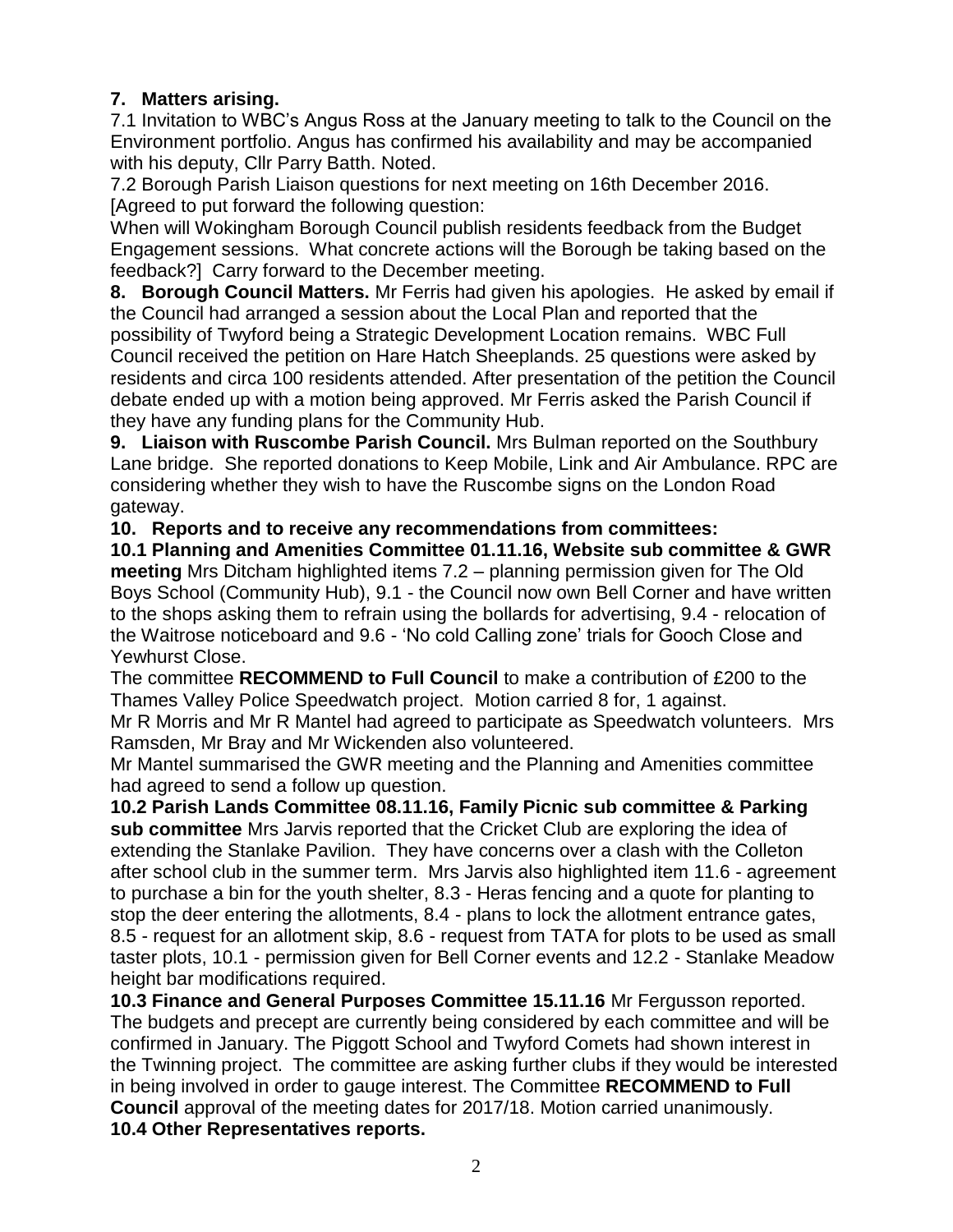## 7. Matters arising.

7.1 Invitation to WBC's Angus Ross at the January meeting to talk to the Council on the Environment portfolio. Angus has confirmed his availability and may be accompanied with his deputy, Cllr Parry Batth. Noted.

7.2 Borough Parish Liaison questions for next meeting on 16th December 2016. [Agreed to put forward the following question:

When will Wokingham Borough Council publish residents feedback from the Budget Engagement sessions. What concrete actions will the Borough be taking based on the feedback?] Carry forward to the December meeting.

**8. Borough Council Matters.** Mr Ferris had given his apologies. He asked by email if the Council had arranged a session about the Local Plan and reported that the possibility of Twyford being a Strategic Development Location remains. WBC Full Council received the petition on Hare Hatch Sheeplands. 25 questions were asked by residents and circa 100 residents attended. After presentation of the petition the Council debate ended up with a motion being approved. Mr Ferris asked the Parish Council if they have any funding plans for the Community Hub.

**9. Liaison with Ruscombe Parish Council.** Mrs Bulman reported on the Southbury Lane bridge. She reported donations to Keep Mobile, Link and Air Ambulance. RPC are considering whether they wish to have the Ruscombe signs on the London Road gateway.

**10. Reports and to receive any recommendations from committees:**

**10.1 Planning and Amenities Committee 01.11.16, Website sub committee & GWR meeting** Mrs Ditcham highlighted items 7.2 – planning permission given for The Old Boys School (Community Hub), 9.1 - the Council now own Bell Corner and have written to the shops asking them to refrain using the bollards for advertising, 9.4 - relocation of the Waitrose noticeboard and 9.6 - 'No cold Calling zone' trials for Gooch Close and Yewhurst Close.

The committee **RECOMMEND to Full Council** to make a contribution of £200 to the Thames Valley Police Speedwatch project. Motion carried 8 for, 1 against.

Mr R Morris and Mr R Mantel had agreed to participate as Speedwatch volunteers. Mrs Ramsden, Mr Bray and Mr Wickenden also volunteered.

Mr Mantel summarised the GWR meeting and the Planning and Amenities committee had agreed to send a follow up question.

**10.2 Parish Lands Committee 08.11.16, Family Picnic sub committee & Parking sub committee** Mrs Jarvis reported that the Cricket Club are exploring the idea of extending the Stanlake Pavilion. They have concerns over a clash with the Colleton after school club in the summer term. Mrs Jarvis also highlighted item 11.6 - agreement to purchase a bin for the youth shelter, 8.3 - Heras fencing and a quote for planting to stop the deer entering the allotments, 8.4 - plans to lock the allotment entrance gates, 8.5 - request for an allotment skip, 8.6 - request from TATA for plots to be used as small taster plots, 10.1 - permission given for Bell Corner events and 12.2 - Stanlake Meadow height bar modifications required.

**10.3 Finance and General Purposes Committee 15.11.16** Mr Fergusson reported. The budgets and precept are currently being considered by each committee and will be confirmed in January. The Piggott School and Twyford Comets had shown interest in the Twinning project. The committee are asking further clubs if they would be interested in being involved in order to gauge interest. The Committee **RECOMMEND to Full Council** approval of the meeting dates for 2017/18. Motion carried unanimously.

**10.4 Other Representatives reports.**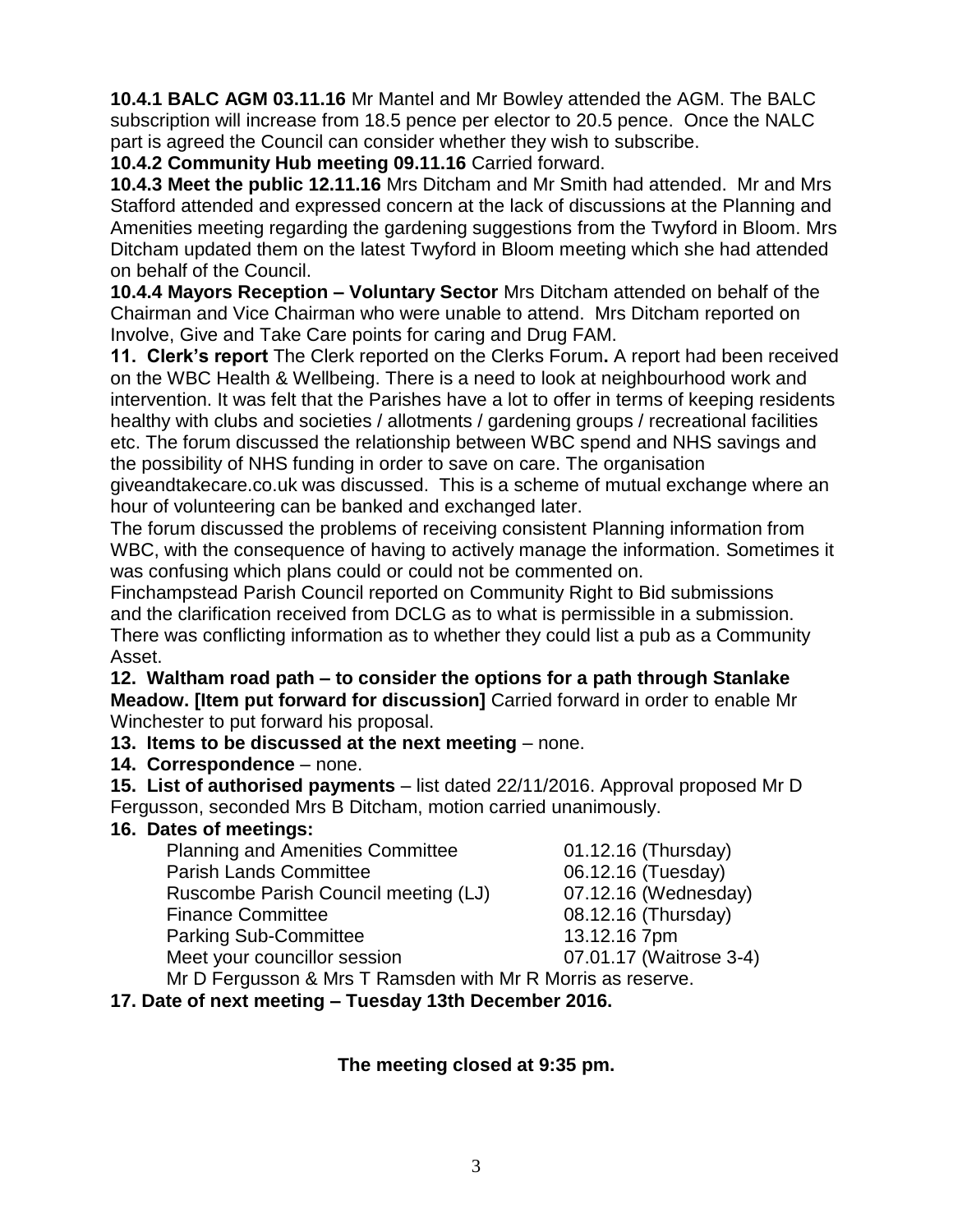**10.4.1 BALC AGM 03.11.16** Mr Mantel and Mr Bowley attended the AGM. The BALC subscription will increase from 18.5 pence per elector to 20.5 pence. Once the NALC part is agreed the Council can consider whether they wish to subscribe.

**10.4.2 Community Hub meeting 09.11.16** Carried forward.

**10.4.3 Meet the public 12.11.16** Mrs Ditcham and Mr Smith had attended. Mr and Mrs Stafford attended and expressed concern at the lack of discussions at the Planning and Amenities meeting regarding the gardening suggestions from the Twyford in Bloom. Mrs Ditcham updated them on the latest Twyford in Bloom meeting which she had attended on behalf of the Council.

**10.4.4 Mayors Reception – Voluntary Sector** Mrs Ditcham attended on behalf of the Chairman and Vice Chairman who were unable to attend. Mrs Ditcham reported on Involve, Give and Take Care points for caring and Drug FAM.

**11. Clerk's report** The Clerk reported on the Clerks Forum**.** A report had been received on the WBC Health & Wellbeing. There is a need to look at neighbourhood work and intervention. It was felt that the Parishes have a lot to offer in terms of keeping residents healthy with clubs and societies / allotments / gardening groups / recreational facilities etc. The forum discussed the relationship between WBC spend and NHS savings and the possibility of NHS funding in order to save on care. The organisation giveandtakecare.co.uk was discussed. This is a scheme of mutual exchange where an hour of volunteering can be banked and exchanged later.

The forum discussed the problems of receiving consistent Planning information from WBC, with the consequence of having to actively manage the information. Sometimes it was confusing which plans could or could not be commented on.

Finchampstead Parish Council reported on Community Right to Bid submissions and the clarification received from DCLG as to what is permissible in a submission. There was conflicting information as to whether they could list a pub as a Community Asset.

**12. Waltham road path – to consider the options for a path through Stanlake Meadow. [Item put forward for discussion]** Carried forward in order to enable Mr Winchester to put forward his proposal.

**13. Items to be discussed at the next meeting** – none.

**14. Correspondence** – none.

**15. List of authorised payments** – list dated 22/11/2016. Approval proposed Mr D Fergusson, seconded Mrs B Ditcham, motion carried unanimously.

**16. Dates of meetings:**

| | |
|---|---|
| Planning and Amenities Committee | 01.12.16 (Thursday) |
| Parish Lands Committee | 06.12.16 (Tuesday) |
| Ruscombe Parish Council meeting (LJ) | 07.12.16 (Wednesday) |
| Finance Committee | 08.12.16 (Thursday) |
| Parking Sub-Committee | 13.12.16 7pm |
| Meet your councillor session | 07.01.17 (Waitrose 3-4) |

Mr D Fergusson & Mrs T Ramsden with Mr R Morris as reserve.

**17. Date of next meeting – Tuesday 13th December 2016.**

**The meeting closed at 9:35 pm.**